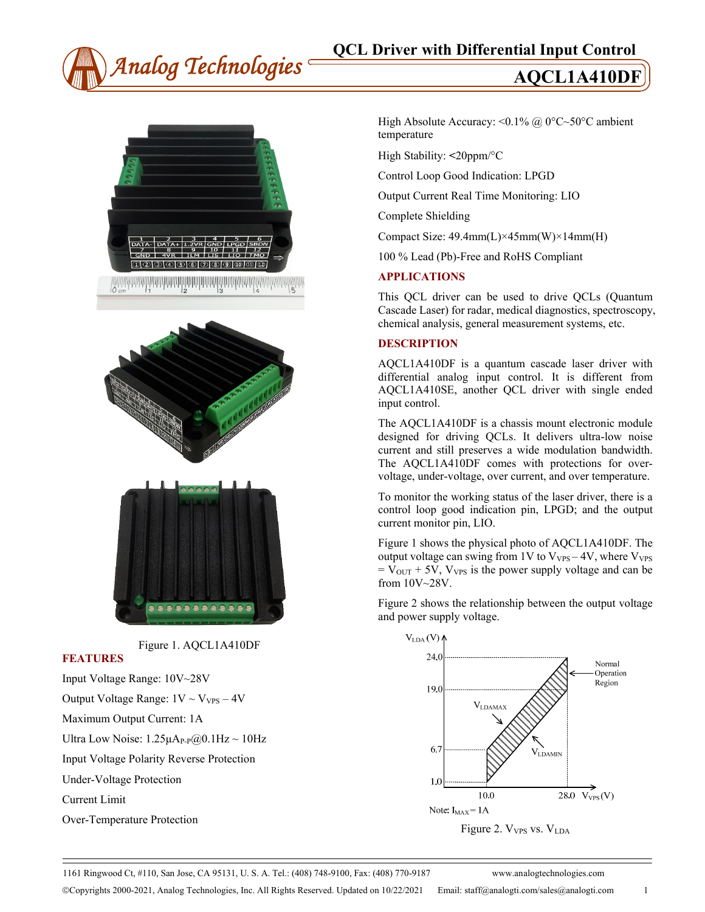# QCL Driver with Differential Input Control

# AQCL1A410DF

Figure 1. AQCL1A410DF

## FEATURES

Input Voltage Range: 10V~28V

Output Voltage Range: 1V ~ $V_{VPS}$ – 4V

Maximum Output Current: 1A

Ultra Low Noise: 1.25μ$A_{P-P}$@0.1Hz ~ 10Hz

Input Voltage Polarity Reverse Protection

Under-Voltage Protection

Current Limit

Over-Temperature Protection

High Absolute Accuracy: <0.1% @ 0°C~50°C ambient temperature

High Stability: <20ppm/°C

Control Loop Good Indication: LPGD

Output Current Real Time Monitoring: LIO

Complete Shielding

Compact Size: 49.4mm(L)×45mm(W)×14mm(H)

100 % Lead (Pb)-Free and RoHS Compliant

## APPLICATIONS

This QCL driver can be used to drive QCLs (Quantum Cascade Laser) for radar, medical diagnostics, spectroscopy, chemical analysis, general measurement systems, etc.

## DESCRIPTION

AQCL1A410DF is a quantum cascade laser driver with differential analog input control. It is different from AQCL1A410SE, another QCL driver with single ended input control.

The AQCL1A410DF is a chassis mount electronic module designed for driving QCLs. It delivers ultra-low noise current and still preserves a wide modulation bandwidth. The AQCL1A410DF comes with protections for over-voltage, under-voltage, over current, and over temperature.

To monitor the working status of the laser driver, there is a control loop good indication pin, LPGD; and the output current monitor pin, LIO.

Figure 1 shows the physical photo of AQCL1A410DF. The output voltage can swing from 1V to $V_{VPS}$ – 4V, where $V_{VPS}$ = $V_{OUT}$ + 5V, $V_{VPS}$ is the power supply voltage and can be from 10V~28V.

Figure 2 shows the relationship between the output voltage and power supply voltage.

$V_{LDA}$ (V)
24.0
19.0
6.7
1.0
10.0
28.0 $V_{VPS}$ (V)
$V_{LDAMAX}$
$V_{LDAMIN}$
Normal Operation Region
Note: $I_{MAX}$ = 1A

Figure 2. $V_{VPS}$ vs. $V_{LDA}$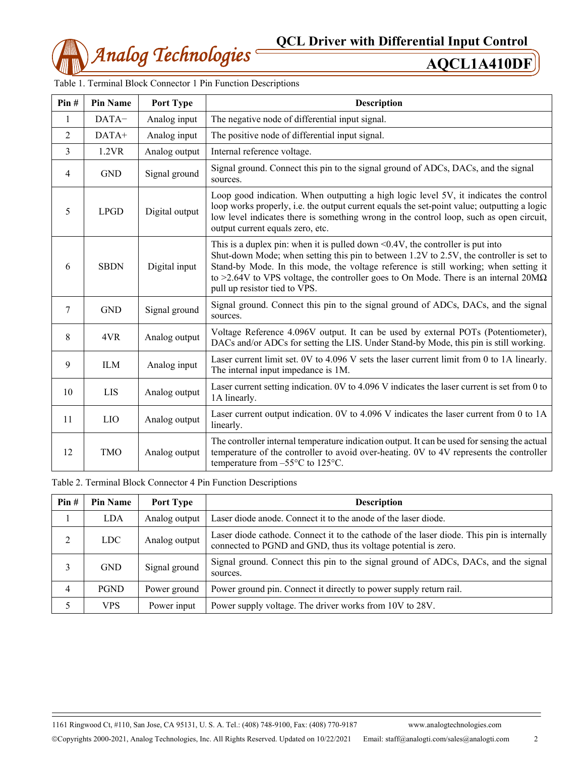Table 1. Terminal Block Connector 1 Pin Function Descriptions

| Pin # | Pin Name | Port Type | Description |
|---|---|---|---|
| 1 | DATA− | Analog input | The negative node of differential input signal. |
| 2 | DATA+ | Analog input | The positive node of differential input signal. |
| 3 | 1.2VR | Analog output | Internal reference voltage. |
| 4 | GND | Signal ground | Signal ground. Connect this pin to the signal ground of ADCs, DACs, and the signal sources. |
| 5 | LPGD | Digital output | Loop good indication. When outputting a high logic level 5V, it indicates the control loop works properly, i.e. the output current equals the set-point value; outputting a logic low level indicates there is something wrong in the control loop, such as open circuit, output current equals zero, etc. |
| 6 | SBDN | Digital input | This is a duplex pin: when it is pulled down <0.4V, the controller is put into Shut-down Mode; when setting this pin to between 1.2V to 2.5V, the controller is set to Stand-by Mode. In this mode, the voltage reference is still working; when setting it to >2.64V to VPS voltage, the controller goes to On Mode. There is an internal 20MΩ pull up resistor tied to VPS. |
| 7 | GND | Signal ground | Signal ground. Connect this pin to the signal ground of ADCs, DACs, and the signal sources. |
| 8 | 4VR | Analog output | Voltage Reference 4.096V output. It can be used by external POTs (Potentiometer), DACs and/or ADCs for setting the LIS. Under Stand-by Mode, this pin is still working. |
| 9 | ILM | Analog input | Laser current limit set. 0V to 4.096 V sets the laser current limit from 0 to 1A linearly. The internal input impedance is 1M. |
| 10 | LIS | Analog output | Laser current setting indication. 0V to 4.096 V indicates the laser current is set from 0 to 1A linearly. |
| 11 | LIO | Analog output | Laser current output indication. 0V to 4.096 V indicates the laser current from 0 to 1A linearly. |
| 12 | TMO | Analog output | The controller internal temperature indication output. It can be used for sensing the actual temperature of the controller to avoid over-heating. 0V to 4V represents the controller temperature from –55°C to 125°C. |

Table 2. Terminal Block Connector 4 Pin Function Descriptions

| Pin # | Pin Name | Port Type | Description |
|---|---|---|---|
| 1 | LDA | Analog output | Laser diode anode. Connect it to the anode of the laser diode. |
| 2 | LDC | Analog output | Laser diode cathode. Connect it to the cathode of the laser diode. This pin is internally connected to PGND and GND, thus its voltage potential is zero. |
| 3 | GND | Signal ground | Signal ground. Connect this pin to the signal ground of ADCs, DACs, and the signal sources. |
| 4 | PGND | Power ground | Power ground pin. Connect it directly to power supply return rail. |
| 5 | VPS | Power input | Power supply voltage. The driver works from 10V to 28V. |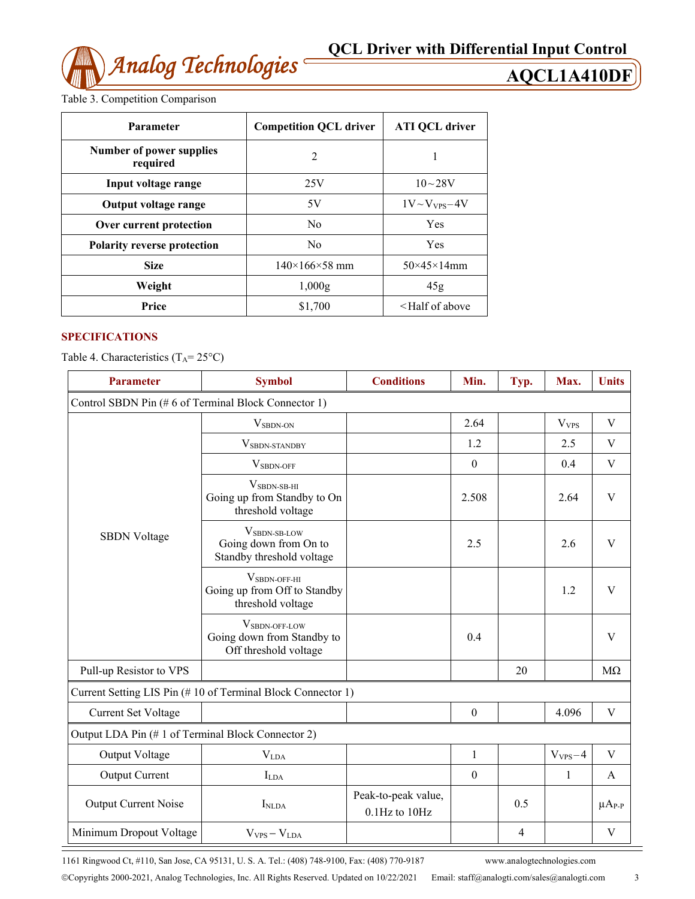Table 3. Competition Comparison

| Parameter | Competition QCL driver | ATI QCL driver |
|---|---|---|
| **Number of power supplies required** | 2 | 1 |
| **Input voltage range** | 25V | 10～28V |
| **Output voltage range** | 5V | 1V～$V_{VPS}$−4V |
| **Over current protection** | No | Yes |
| **Polarity reverse protection** | No | Yes |
| **Size** | 140×166×58 mm | 50×45×14mm |
| **Weight** | 1,000g | 45g |
| **Price** | $1,700 | <Half of above |

## SPECIFICATIONS

Table 4. Characteristics ($T_A$= 25°C)

| Parameter | Symbol | Conditions | Min. | Typ. | Max. | Units |
|---|---|---|---|---|---|---|
| Control SBDN Pin (# 6 of Terminal Block Connector 1) | | | | | | |
| SBDN Voltage | $V_{SBDN\text{-}ON}$ | | 2.64 | | $V_{VPS}$ | V |
| | $V_{SBDN\text{-}STANDBY}$ | | 1.2 | | 2.5 | V |
| | $V_{SBDN\text{-}OFF}$ | | 0 | | 0.4 | V |
| | $V_{SBDN\text{-}SB\text{-}HI}$ Going up from Standby to On threshold voltage | | 2.508 | | 2.64 | V |
| | $V_{SBDN\text{-}SB\text{-}LOW}$ Going down from On to Standby threshold voltage | | 2.5 | | 2.6 | V |
| | $V_{SBDN\text{-}OFF\text{-}HI}$ Going up from Off to Standby threshold voltage | | | | 1.2 | V |
| | $V_{SBDN\text{-}OFF\text{-}LOW}$ Going down from Standby to Off threshold voltage | | 0.4 | | | V |
| Pull-up Resistor to VPS | | | | 20 | | MΩ |
| Current Setting LIS Pin (# 10 of Terminal Block Connector 1) | | | | | | |
| Current Set Voltage | | | 0 | | 4.096 | V |
| Output LDA Pin (# 1 of Terminal Block Connector 2) | | | | | | |
| Output Voltage | $V_{LDA}$ | | 1 | | $V_{VPS}-4$ | V |
| Output Current | $I_{LDA}$ | | 0 | | 1 | A |
| Output Current Noise | $I_{NLDA}$ | Peak-to-peak value, 0.1Hz to 10Hz | | 0.5 | | $\mu A_{P\text{-}P}$ |
| Minimum Dropout Voltage | $V_{VPS} - V_{LDA}$ | | | 4 | | V |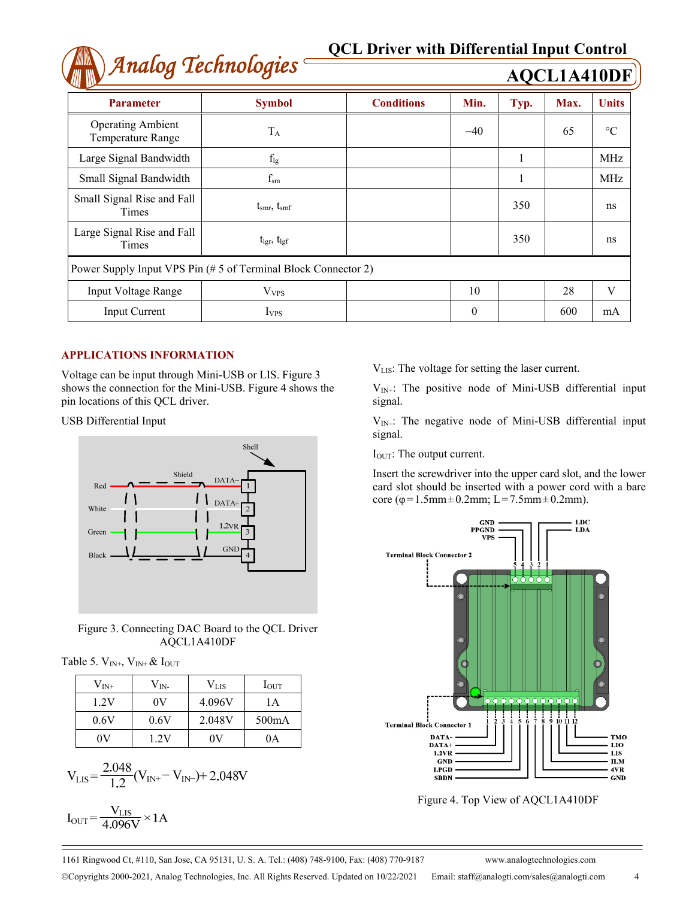| Parameter | Symbol | Conditions | Min. | Typ. | Max. | Units |
| --- | --- | --- | --- | --- | --- | --- |
| Operating Ambient Temperature Range | $T_A$ | | −40 | | 65 | °C |
| Large Signal Bandwidth | $f_{lg}$ | | | 1 | | MHz |
| Small Signal Bandwidth | $f_{sm}$ | | | 1 | | MHz |
| Small Signal Rise and Fall Times | $t_{smr}$, $t_{smf}$ | | | 350 | | ns |
| Large Signal Rise and Fall Times | $t_{lgr}$, $t_{lgf}$ | | | 350 | | ns |
| Power Supply Input VPS Pin (# 5 of Terminal Block Connector 2) | | | | | | |
| Input Voltage Range | $V_{VPS}$ | | 10 | | 28 | V |
| Input Current | $I_{VPS}$ | | 0 | | 600 | mA |

## APPLICATIONS INFORMATION

Voltage can be input through Mini-USB or LIS. Figure 3 shows the connection for the Mini-USB. Figure 4 shows the pin locations of this QCL driver.

USB Differential Input

Shell
Shield
Red
White
Green
Black
DATA–
DATA+
1.2VR
GND
1
2
3
4

Figure 3. Connecting DAC Board to the QCL Driver AQCL1A410DF

Table 5. $V_{IN+}$, $V_{IN+}$ & $I_{OUT}$

| $V_{IN+}$ | $V_{IN-}$ | $V_{LIS}$ | $I_{OUT}$ |
| --- | --- | --- | --- |
| 1.2V | 0V | 4.096V | 1A |
| 0.6V | 0.6V | 2.048V | 500mA |
| 0V | 1.2V | 0V | 0A |

$$V_{LIS} = \frac{2.048}{1.2}(V_{IN+} - V_{IN-}) + 2.048V$$

$$I_{OUT} = \frac{V_{LIS}}{4.096V} \times 1A$$

$V_{LIS}$: The voltage for setting the laser current.

$V_{IN+}$: The positive node of Mini-USB differential input signal.

$V_{IN-}$: The negative node of Mini-USB differential input signal.

$I_{OUT}$: The output current.

Insert the screwdriver into the upper card slot, and the lower card slot should be inserted with a power cord with a bare core (φ = 1.5mm ± 0.2mm; L = 7.5mm ± 0.2mm).

GND
PPGND
VPS
LDC
LDA
Terminal Block Connector 2
5 4 3 2 1
Terminal Block Connector 1
1 2 3 4 5 6 7 8 9 10 11 12
DATA-
DATA+
1.2VR
GND
LPGD
SBDN
TMO
LIO
LIS
ILM
4VR
GND

Figure 4. Top View of AQCL1A410DF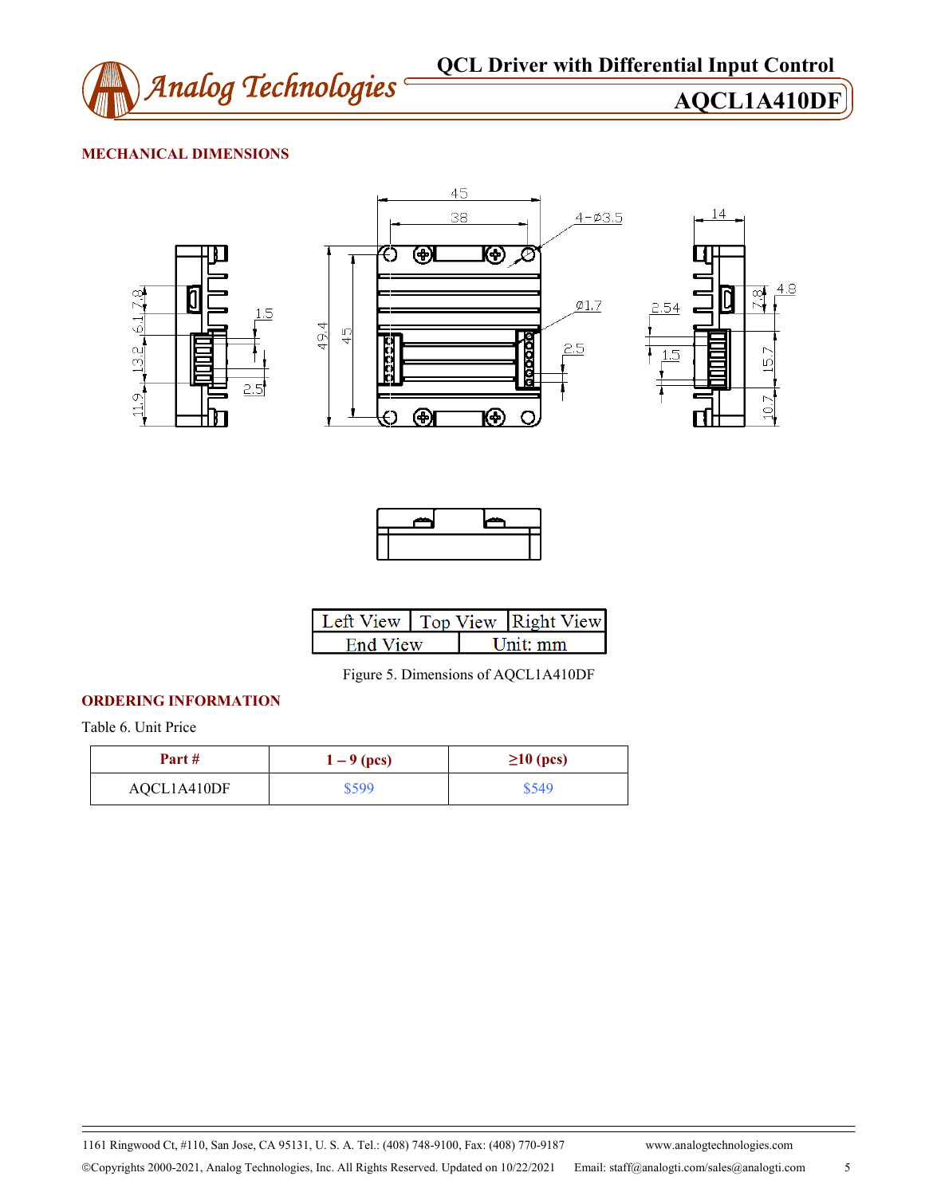## MECHANICAL DIMENSIONS

45
38
4-Ø3.5
14
7.8
6.1
13.2
11.9
1.5
2.5
49.4
45
Ø1.7
2.5
2.54
1.5
4.8
7.8
15.7
10.7

| Left View | Top View | Right View |
|---|---|---|
| End View | Unit: mm | |

Figure 5. Dimensions of AQCL1A410DF

## ORDERING INFORMATION

Table 6. Unit Price

| Part # | 1 – 9 (pcs) | ≥10 (pcs) |
|---|---|---|
| AQCL1A410DF | $599 | $549 |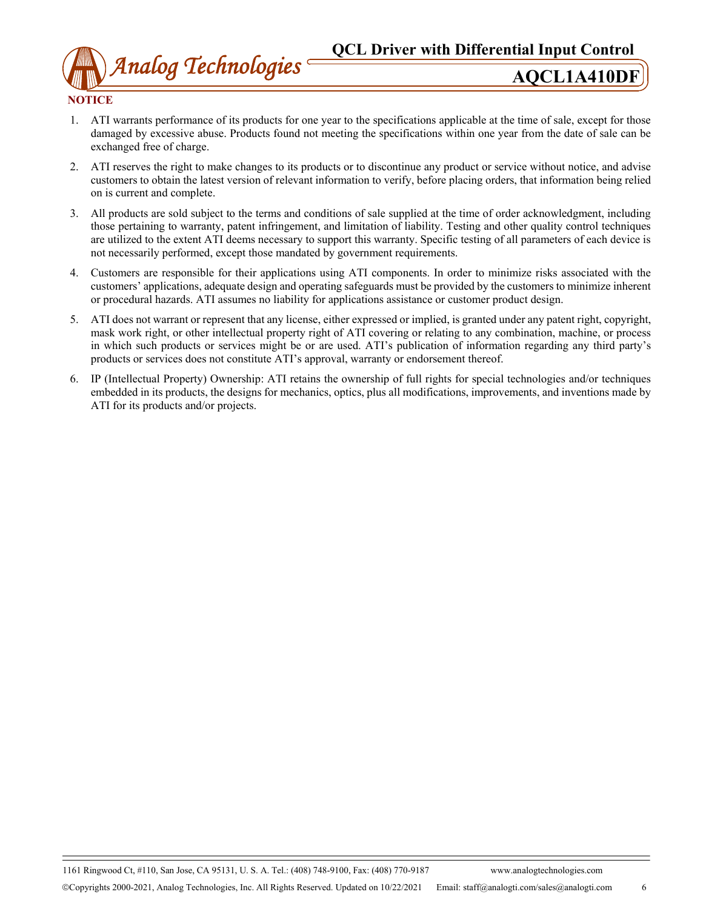## NOTICE

1. ATI warrants performance of its products for one year to the specifications applicable at the time of sale, except for those damaged by excessive abuse. Products found not meeting the specifications within one year from the date of sale can be exchanged free of charge.
2. ATI reserves the right to make changes to its products or to discontinue any product or service without notice, and advise customers to obtain the latest version of relevant information to verify, before placing orders, that information being relied on is current and complete.
3. All products are sold subject to the terms and conditions of sale supplied at the time of order acknowledgment, including those pertaining to warranty, patent infringement, and limitation of liability. Testing and other quality control techniques are utilized to the extent ATI deems necessary to support this warranty. Specific testing of all parameters of each device is not necessarily performed, except those mandated by government requirements.
4. Customers are responsible for their applications using ATI components. In order to minimize risks associated with the customers' applications, adequate design and operating safeguards must be provided by the customers to minimize inherent or procedural hazards. ATI assumes no liability for applications assistance or customer product design.
5. ATI does not warrant or represent that any license, either expressed or implied, is granted under any patent right, copyright, mask work right, or other intellectual property right of ATI covering or relating to any combination, machine, or process in which such products or services might be or are used. ATI's publication of information regarding any third party's products or services does not constitute ATI's approval, warranty or endorsement thereof.
6. IP (Intellectual Property) Ownership: ATI retains the ownership of full rights for special technologies and/or techniques embedded in its products, the designs for mechanics, optics, plus all modifications, improvements, and inventions made by ATI for its products and/or projects.